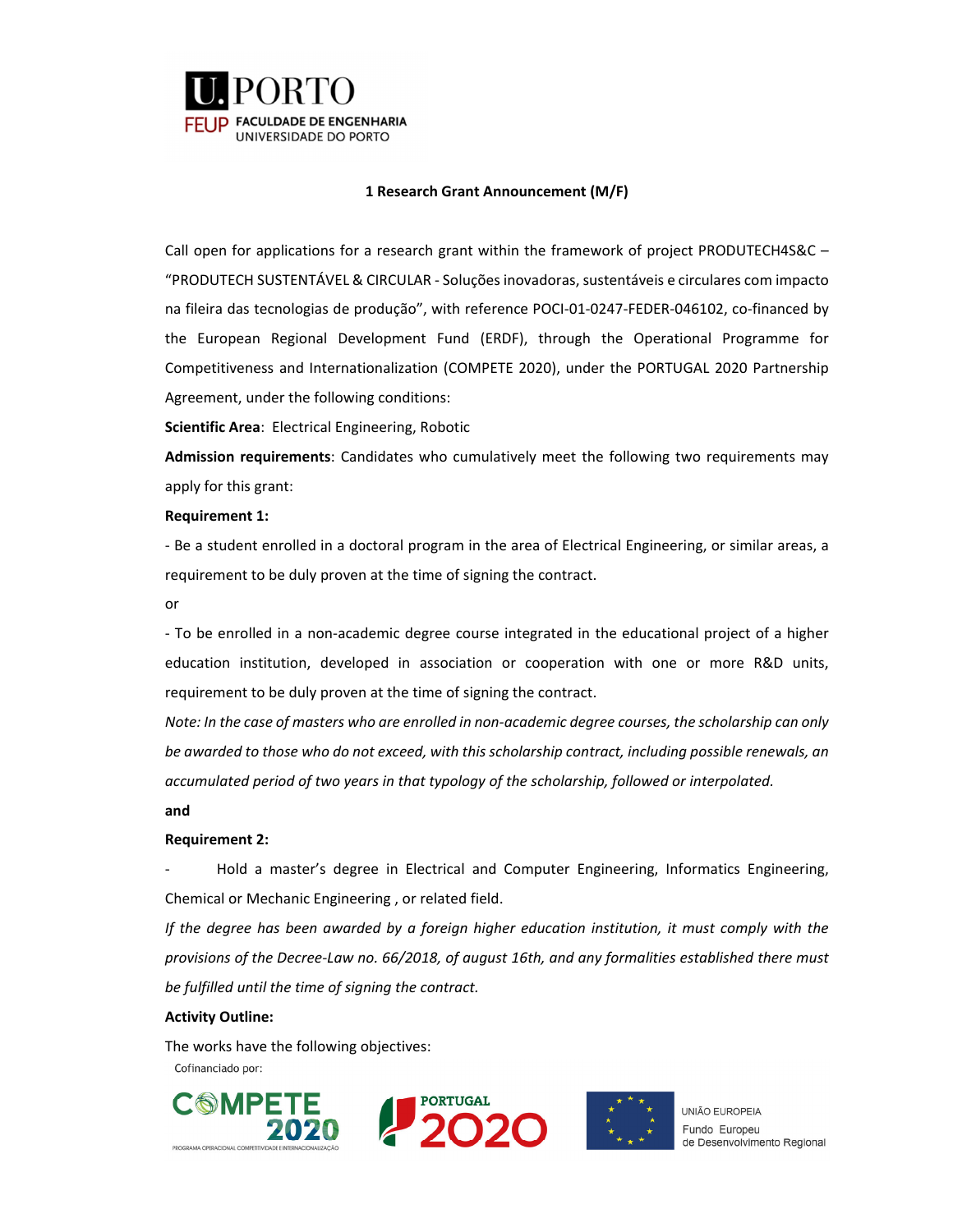# 1 Research Grant Announcement (M/F)

Call open for applications for a research grant within the framework of project PRODUTECH4S&C – "PRODUTECH SUSTENTÁVEL & CIRCULAR - Soluções inovadoras, sustentáveis e circulares com impacto na fileira das tecnologias de produção", with reference POCI-01-0247-FEDER-046102, co-financed by the European Regional Development Fund (ERDF), through the Operational Programme for Competitiveness and Internationalization (COMPETE 2020), under the PORTUGAL 2020 Partnership Agreement, under the following conditions:

**Scientific Area**: Electrical Engineering, Robotic

**Admission requirements**: Candidates who cumulatively meet the following two requirements may apply for this grant:

**Requirement 1:**

- Be a student enrolled in a doctoral program in the area of Electrical Engineering, or similar areas, a requirement to be duly proven at the time of signing the contract.

or

- To be enrolled in a non-academic degree course integrated in the educational project of a higher education institution, developed in association or cooperation with one or more R&D units, requirement to be duly proven at the time of signing the contract.

*Note: In the case of masters who are enrolled in non-academic degree courses, the scholarship can only be awarded to those who do not exceed, with this scholarship contract, including possible renewals, an accumulated period of two years in that typology of the scholarship, followed or interpolated.*

**and**

**Requirement 2:**

- Hold a master's degree in Electrical and Computer Engineering, Informatics Engineering, Chemical or Mechanic Engineering , or related field.

*If the degree has been awarded by a foreign higher education institution, it must comply with the provisions of the Decree-Law no. 66/2018, of august 16th, and any formalities established there must be fulfilled until the time of signing the contract.*

**Activity Outline:**

The works have the following objectives: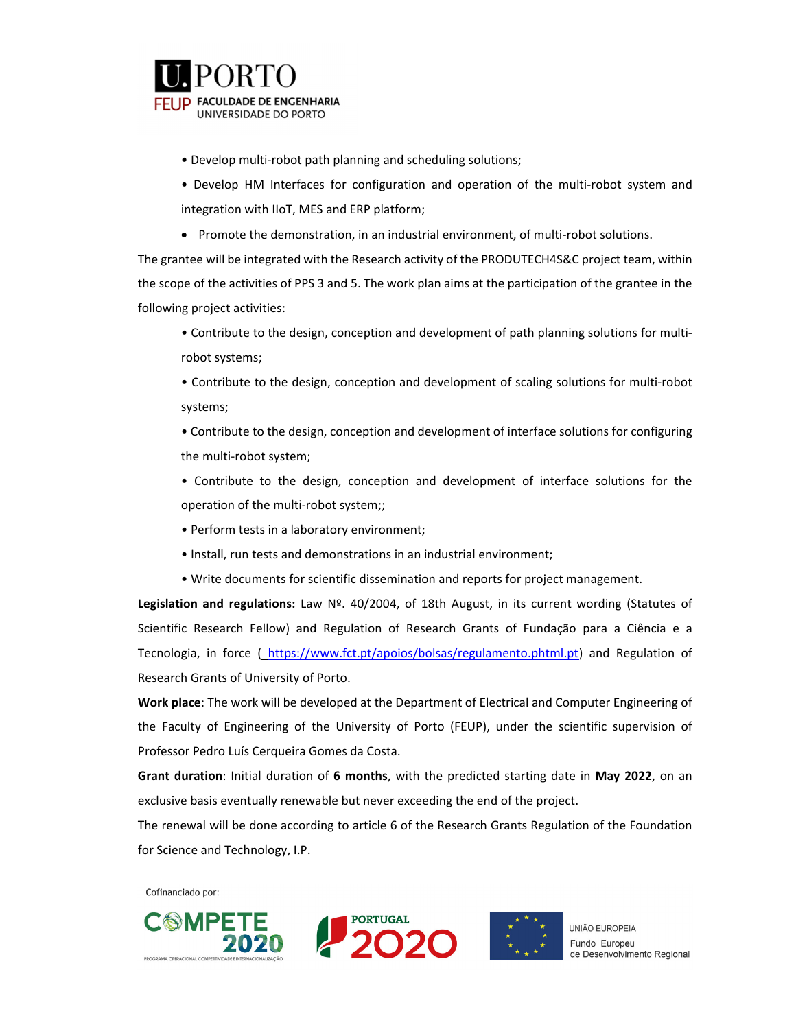- Develop multi-robot path planning and scheduling solutions;
- Develop HM Interfaces for configuration and operation of the multi-robot system and integration with IIoT, MES and ERP platform;
- Promote the demonstration, in an industrial environment, of multi-robot solutions.

The grantee will be integrated with the Research activity of the PRODUTECH4S&C project team, within the scope of the activities of PPS 3 and 5. The work plan aims at the participation of the grantee in the following project activities:

- Contribute to the design, conception and development of path planning solutions for multi-robot systems;
- Contribute to the design, conception and development of scaling solutions for multi-robot systems;
- Contribute to the design, conception and development of interface solutions for configuring the multi-robot system;
- Contribute to the design, conception and development of interface solutions for the operation of the multi-robot system;;
- Perform tests in a laboratory environment;
- Install, run tests and demonstrations in an industrial environment;
- Write documents for scientific dissemination and reports for project management.

**Legislation and regulations:** Law Nº. 40/2004, of 18th August, in its current wording (Statutes of Scientific Research Fellow) and Regulation of Research Grants of Fundação para a Ciência e a Tecnologia, in force ( https://www.fct.pt/apoios/bolsas/regulamento.phtml.pt) and Regulation of Research Grants of University of Porto.

**Work place**: The work will be developed at the Department of Electrical and Computer Engineering of the Faculty of Engineering of the University of Porto (FEUP), under the scientific supervision of Professor Pedro Luís Cerqueira Gomes da Costa.

**Grant duration**: Initial duration of **6 months**, with the predicted starting date in **May 2022**, on an exclusive basis eventually renewable but never exceeding the end of the project.

The renewal will be done according to article 6 of the Research Grants Regulation of the Foundation for Science and Technology, I.P.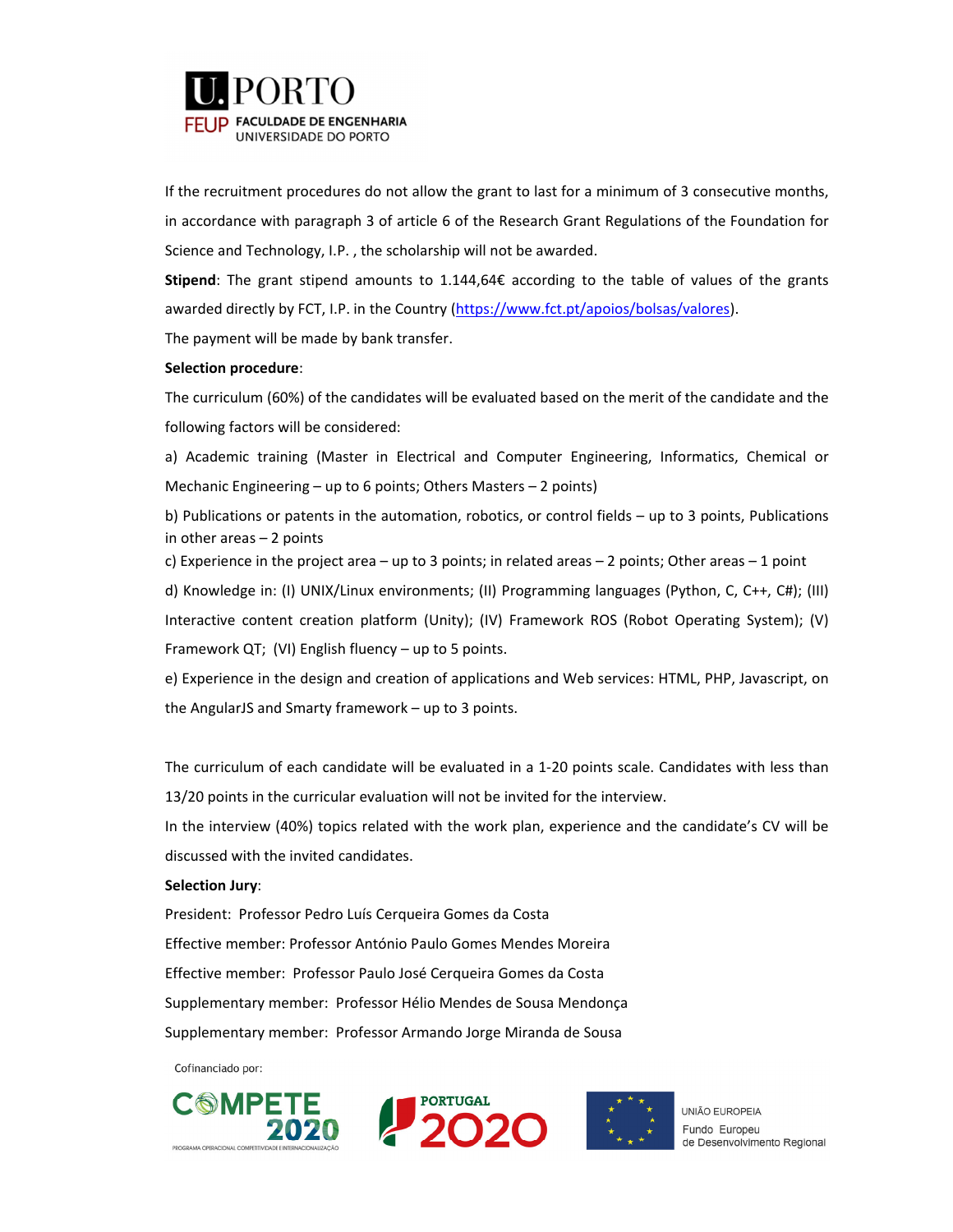If the recruitment procedures do not allow the grant to last for a minimum of 3 consecutive months, in accordance with paragraph 3 of article 6 of the Research Grant Regulations of the Foundation for Science and Technology, I.P. , the scholarship will not be awarded.

**Stipend**: The grant stipend amounts to 1.144,64€ according to the table of values of the grants awarded directly by FCT, I.P. in the Country (https://www.fct.pt/apoios/bolsas/valores).

The payment will be made by bank transfer.

**Selection procedure**:

The curriculum (60%) of the candidates will be evaluated based on the merit of the candidate and the following factors will be considered:

a) Academic training (Master in Electrical and Computer Engineering, Informatics, Chemical or Mechanic Engineering – up to 6 points; Others Masters – 2 points)

b) Publications or patents in the automation, robotics, or control fields – up to 3 points, Publications in other areas – 2 points

c) Experience in the project area – up to 3 points; in related areas – 2 points; Other areas – 1 point

d) Knowledge in: (I) UNIX/Linux environments; (II) Programming languages (Python, C, C++, C#); (III) Interactive content creation platform (Unity); (IV) Framework ROS (Robot Operating System); (V) Framework QT; (VI) English fluency – up to 5 points.

e) Experience in the design and creation of applications and Web services: HTML, PHP, Javascript, on the AngularJS and Smarty framework – up to 3 points.

The curriculum of each candidate will be evaluated in a 1-20 points scale. Candidates with less than 13/20 points in the curricular evaluation will not be invited for the interview.

In the interview (40%) topics related with the work plan, experience and the candidate's CV will be discussed with the invited candidates.

**Selection Jury**:

President: Professor Pedro Luís Cerqueira Gomes da Costa

Effective member: Professor António Paulo Gomes Mendes Moreira

Effective member: Professor Paulo José Cerqueira Gomes da Costa

Supplementary member: Professor Hélio Mendes de Sousa Mendonça

Supplementary member: Professor Armando Jorge Miranda de Sousa

Cofinanciado por: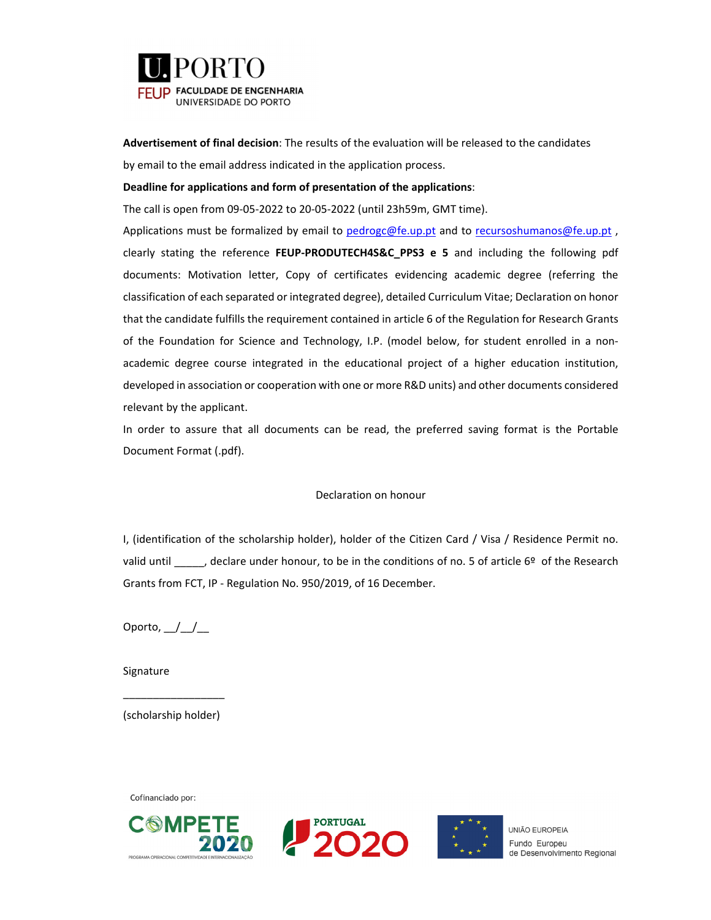**Advertisement of final decision**: The results of the evaluation will be released to the candidates by email to the email address indicated in the application process.

**Deadline for applications and form of presentation of the applications**:

The call is open from 09-05-2022 to 20-05-2022 (until 23h59m, GMT time).

Applications must be formalized by email to pedrogc@fe.up.pt and to recursoshumanos@fe.up.pt , clearly stating the reference **FEUP-PRODUTECH4S&C_PPS3 e 5** and including the following pdf documents: Motivation letter, Copy of certificates evidencing academic degree (referring the classification of each separated or integrated degree), detailed Curriculum Vitae; Declaration on honor that the candidate fulfills the requirement contained in article 6 of the Regulation for Research Grants of the Foundation for Science and Technology, I.P. (model below, for student enrolled in a non-academic degree course integrated in the educational project of a higher education institution, developed in association or cooperation with one or more R&D units) and other documents considered relevant by the applicant.

In order to assure that all documents can be read, the preferred saving format is the Portable Document Format (.pdf).

Declaration on honour

I, (identification of the scholarship holder), holder of the Citizen Card / Visa / Residence Permit no. valid until _____, declare under honour, to be in the conditions of no. 5 of article 6º of the Research Grants from FCT, IP - Regulation No. 950/2019, of 16 December.

Oporto, __/__/__

Signature

_________________

(scholarship holder)

Cofinanciado por:

COMPETE 2020 PROGRAMA OPERACIONAL COMPETITIVIDADE E INTERNACIONALIZAÇÃO

PORTUGAL 2020

UNIÃO EUROPEIA
Fundo Europeu
de Desenvolvimento Regional